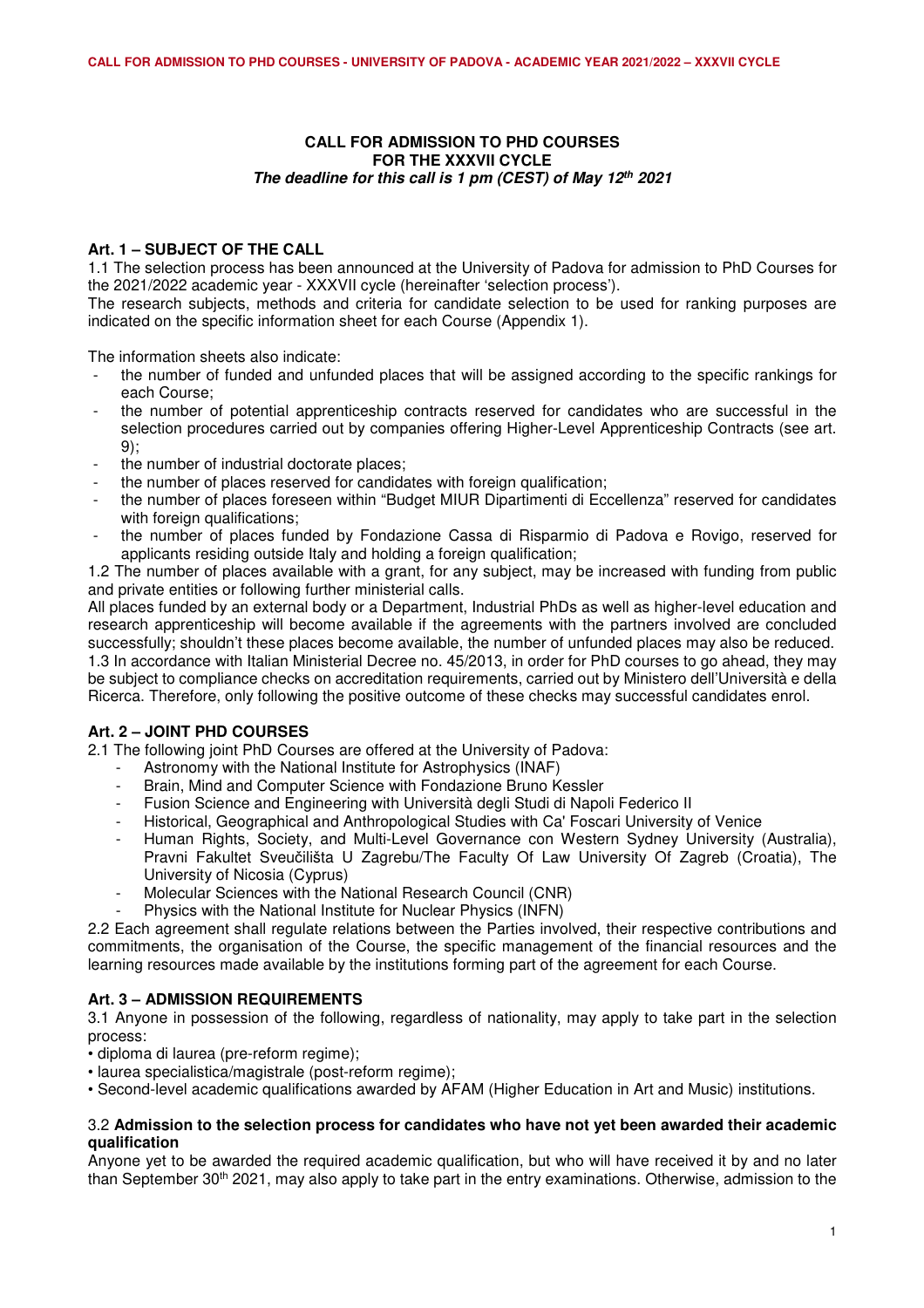**CALL FOR ADMISSION TO PHD COURSES**
**FOR THE XXXVII CYCLE**
***The deadline for this call is 1 pm (CEST) of May 12th 2021***

## Art. 1 – SUBJECT OF THE CALL

1.1 The selection process has been announced at the University of Padova for admission to PhD Courses for the 2021/2022 academic year - XXXVII cycle (hereinafter 'selection process').
The research subjects, methods and criteria for candidate selection to be used for ranking purposes are indicated on the specific information sheet for each Course (Appendix 1).

The information sheets also indicate:

- the number of funded and unfunded places that will be assigned according to the specific rankings for each Course;
- the number of potential apprenticeship contracts reserved for candidates who are successful in the selection procedures carried out by companies offering Higher-Level Apprenticeship Contracts (see art. 9);
- the number of industrial doctorate places;
- the number of places reserved for candidates with foreign qualification;
- the number of places foreseen within "Budget MIUR Dipartimenti di Eccellenza" reserved for candidates with foreign qualifications;
- the number of places funded by Fondazione Cassa di Risparmio di Padova e Rovigo, reserved for applicants residing outside Italy and holding a foreign qualification;

1.2 The number of places available with a grant, for any subject, may be increased with funding from public and private entities or following further ministerial calls.
All places funded by an external body or a Department, Industrial PhDs as well as higher-level education and research apprenticeship will become available if the agreements with the partners involved are concluded successfully; shouldn't these places become available, the number of unfunded places may also be reduced.
1.3 In accordance with Italian Ministerial Decree no. 45/2013, in order for PhD courses to go ahead, they may be subject to compliance checks on accreditation requirements, carried out by Ministero dell'Università e della Ricerca. Therefore, only following the positive outcome of these checks may successful candidates enrol.

## Art. 2 – JOINT PHD COURSES

2.1 The following joint PhD Courses are offered at the University of Padova:

- Astronomy with the National Institute for Astrophysics (INAF)
- Brain, Mind and Computer Science with Fondazione Bruno Kessler
- Fusion Science and Engineering with Università degli Studi di Napoli Federico II
- Historical, Geographical and Anthropological Studies with Ca' Foscari University of Venice
- Human Rights, Society, and Multi-Level Governance con Western Sydney University (Australia), Pravni Fakultet Sveučilišta U Zagrebu/The Faculty Of Law University Of Zagreb (Croatia), The University of Nicosia (Cyprus)
- Molecular Sciences with the National Research Council (CNR)
- Physics with the National Institute for Nuclear Physics (INFN)

2.2 Each agreement shall regulate relations between the Parties involved, their respective contributions and commitments, the organisation of the Course, the specific management of the financial resources and the learning resources made available by the institutions forming part of the agreement for each Course.

## Art. 3 – ADMISSION REQUIREMENTS

3.1 Anyone in possession of the following, regardless of nationality, may apply to take part in the selection process:

- diploma di laurea (pre-reform regime);
- laurea specialistica/magistrale (post-reform regime);
- Second-level academic qualifications awarded by AFAM (Higher Education in Art and Music) institutions.

### 3.2 Admission to the selection process for candidates who have not yet been awarded their academic qualification

Anyone yet to be awarded the required academic qualification, but who will have received it by and no later than September 30th 2021, may also apply to take part in the entry examinations. Otherwise, admission to the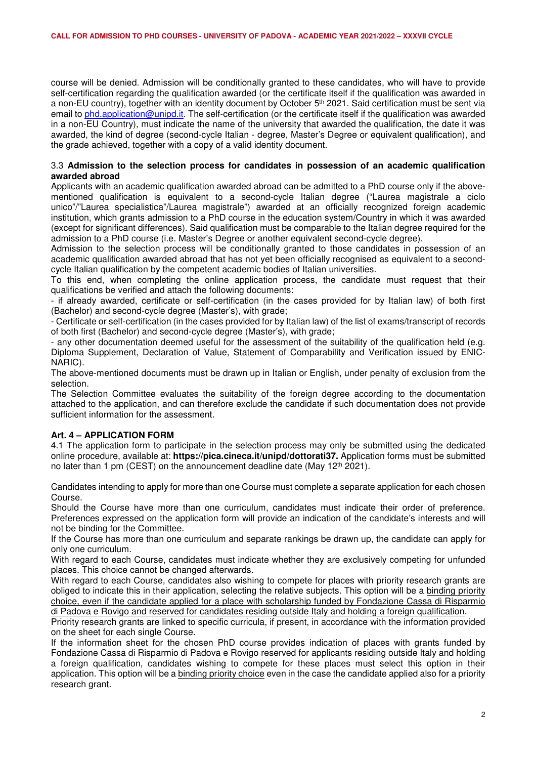course will be denied. Admission will be conditionally granted to these candidates, who will have to provide self-certification regarding the qualification awarded (or the certificate itself if the qualification was awarded in a non-EU country), together with an identity document by October 5th 2021. Said certification must be sent via email to phd.application@unipd.it. The self-certification (or the certificate itself if the qualification was awarded in a non-EU Country), must indicate the name of the university that awarded the qualification, the date it was awarded, the kind of degree (second-cycle Italian - degree, Master's Degree or equivalent qualification), and the grade achieved, together with a copy of a valid identity document.

### 3.3 **Admission to the selection process for candidates in possession of an academic qualification awarded abroad**

Applicants with an academic qualification awarded abroad can be admitted to a PhD course only if the above-mentioned qualification is equivalent to a second-cycle Italian degree ("Laurea magistrale a ciclo unico"/"Laurea specialistica"/Laurea magistrale") awarded at an officially recognized foreign academic institution, which grants admission to a PhD course in the education system/Country in which it was awarded (except for significant differences). Said qualification must be comparable to the Italian degree required for the admission to a PhD course (i.e. Master's Degree or another equivalent second-cycle degree).

Admission to the selection process will be conditionally granted to those candidates in possession of an academic qualification awarded abroad that has not yet been officially recognised as equivalent to a second-cycle Italian qualification by the competent academic bodies of Italian universities.

To this end, when completing the online application process, the candidate must request that their qualifications be verified and attach the following documents:

- if already awarded, certificate or self-certification (in the cases provided for by Italian law) of both first (Bachelor) and second-cycle degree (Master's), with grade;
- Certificate or self-certification (in the cases provided for by Italian law) of the list of exams/transcript of records of both first (Bachelor) and second-cycle degree (Master's), with grade;
- any other documentation deemed useful for the assessment of the suitability of the qualification held (e.g. Diploma Supplement, Declaration of Value, Statement of Comparability and Verification issued by ENIC-NARIC).

The above-mentioned documents must be drawn up in Italian or English, under penalty of exclusion from the selection.

The Selection Committee evaluates the suitability of the foreign degree according to the documentation attached to the application, and can therefore exclude the candidate if such documentation does not provide sufficient information for the assessment.

## **Art. 4 – APPLICATION FORM**

4.1 The application form to participate in the selection process may only be submitted using the dedicated online procedure, available at: **https://pica.cineca.it/unipd/dottorati37.** Application forms must be submitted no later than 1 pm (CEST) on the announcement deadline date (May 12th 2021).

Candidates intending to apply for more than one Course must complete a separate application for each chosen Course.

Should the Course have more than one curriculum, candidates must indicate their order of preference. Preferences expressed on the application form will provide an indication of the candidate's interests and will not be binding for the Committee.

If the Course has more than one curriculum and separate rankings be drawn up, the candidate can apply for only one curriculum.

With regard to each Course, candidates must indicate whether they are exclusively competing for unfunded places. This choice cannot be changed afterwards.

With regard to each Course, candidates also wishing to compete for places with priority research grants are obliged to indicate this in their application, selecting the relative subjects. This option will be a binding priority choice, even if the candidate applied for a place with scholarship funded by Fondazione Cassa di Risparmio di Padova e Rovigo and reserved for candidates residing outside Italy and holding a foreign qualification.

Priority research grants are linked to specific curricula, if present, in accordance with the information provided on the sheet for each single Course.

If the information sheet for the chosen PhD course provides indication of places with grants funded by Fondazione Cassa di Risparmio di Padova e Rovigo reserved for applicants residing outside Italy and holding a foreign qualification, candidates wishing to compete for these places must select this option in their application. This option will be a binding priority choice even in the case the candidate applied also for a priority research grant.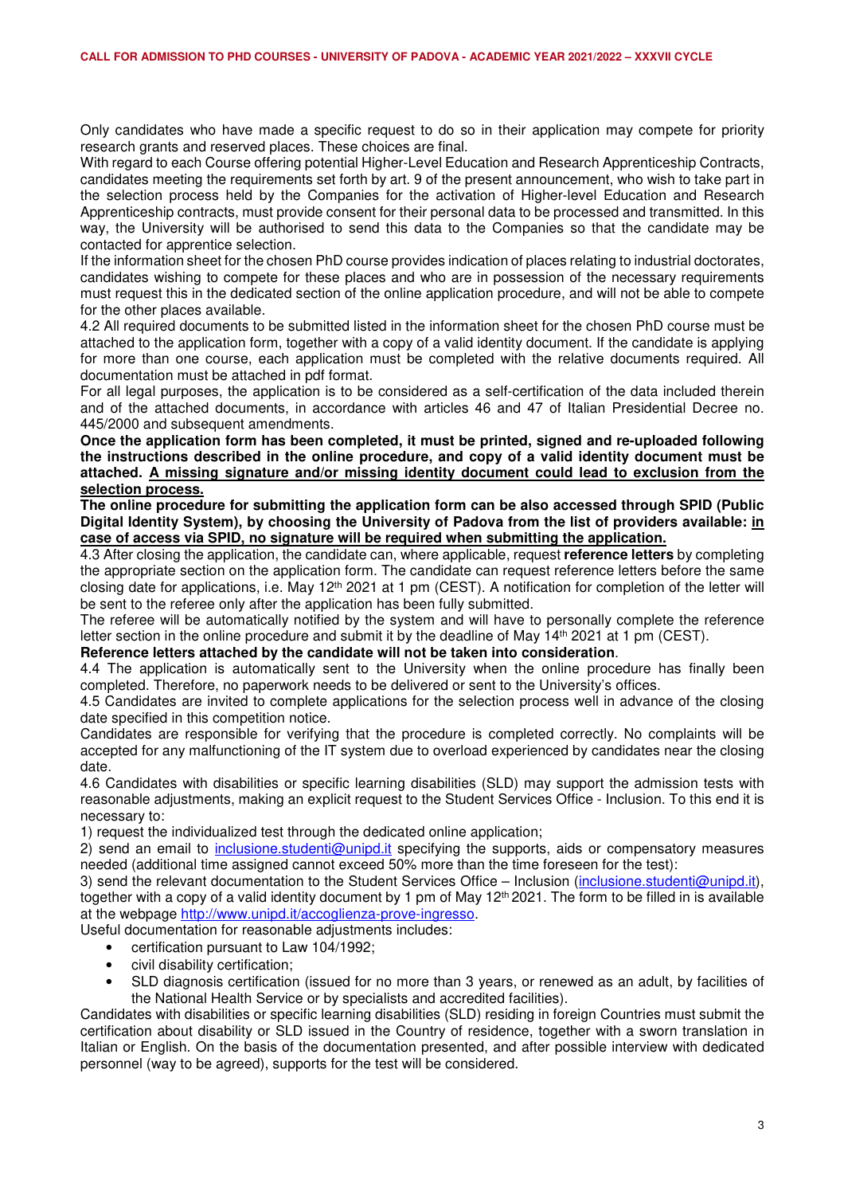Only candidates who have made a specific request to do so in their application may compete for priority research grants and reserved places. These choices are final.

With regard to each Course offering potential Higher-Level Education and Research Apprenticeship Contracts, candidates meeting the requirements set forth by art. 9 of the present announcement, who wish to take part in the selection process held by the Companies for the activation of Higher-level Education and Research Apprenticeship contracts, must provide consent for their personal data to be processed and transmitted. In this way, the University will be authorised to send this data to the Companies so that the candidate may be contacted for apprentice selection.

If the information sheet for the chosen PhD course provides indication of places relating to industrial doctorates, candidates wishing to compete for these places and who are in possession of the necessary requirements must request this in the dedicated section of the online application procedure, and will not be able to compete for the other places available.

4.2 All required documents to be submitted listed in the information sheet for the chosen PhD course must be attached to the application form, together with a copy of a valid identity document. If the candidate is applying for more than one course, each application must be completed with the relative documents required. All documentation must be attached in pdf format.

For all legal purposes, the application is to be considered as a self-certification of the data included therein and of the attached documents, in accordance with articles 46 and 47 of Italian Presidential Decree no. 445/2000 and subsequent amendments.

**Once the application form has been completed, it must be printed, signed and re-uploaded following the instructions described in the online procedure, and copy of a valid identity document must be attached. <u>A missing signature and/or missing identity document could lead to exclusion from the selection process.</u>**

**The online procedure for submitting the application form can be also accessed through SPID (Public Digital Identity System), by choosing the University of Padova from the list of providers available: <u>in case of access via SPID, no signature will be required when submitting the application.</u>**

4.3 After closing the application, the candidate can, where applicable, request **reference letters** by completing the appropriate section on the application form. The candidate can request reference letters before the same closing date for applications, i.e. May 12th 2021 at 1 pm (CEST). A notification for completion of the letter will be sent to the referee only after the application has been fully submitted.

The referee will be automatically notified by the system and will have to personally complete the reference letter section in the online procedure and submit it by the deadline of May 14th 2021 at 1 pm (CEST).

**Reference letters attached by the candidate will not be taken into consideration**.

4.4 The application is automatically sent to the University when the online procedure has finally been completed. Therefore, no paperwork needs to be delivered or sent to the University's offices.

4.5 Candidates are invited to complete applications for the selection process well in advance of the closing date specified in this competition notice.

Candidates are responsible for verifying that the procedure is completed correctly. No complaints will be accepted for any malfunctioning of the IT system due to overload experienced by candidates near the closing date.

4.6 Candidates with disabilities or specific learning disabilities (SLD) may support the admission tests with reasonable adjustments, making an explicit request to the Student Services Office - Inclusion. To this end it is necessary to:

1) request the individualized test through the dedicated online application;
2) send an email to inclusione.studenti@unipd.it specifying the supports, aids or compensatory measures needed (additional time assigned cannot exceed 50% more than the time foreseen for the test):
3) send the relevant documentation to the Student Services Office – Inclusion (inclusione.studenti@unipd.it), together with a copy of a valid identity document by 1 pm of May 12th 2021. The form to be filled in is available at the webpage http://www.unipd.it/accoglienza-prove-ingresso.

Useful documentation for reasonable adjustments includes:

- certification pursuant to Law 104/1992;
- civil disability certification;
- SLD diagnosis certification (issued for no more than 3 years, or renewed as an adult, by facilities of the National Health Service or by specialists and accredited facilities).

Candidates with disabilities or specific learning disabilities (SLD) residing in foreign Countries must submit the certification about disability or SLD issued in the Country of residence, together with a sworn translation in Italian or English. On the basis of the documentation presented, and after possible interview with dedicated personnel (way to be agreed), supports for the test will be considered.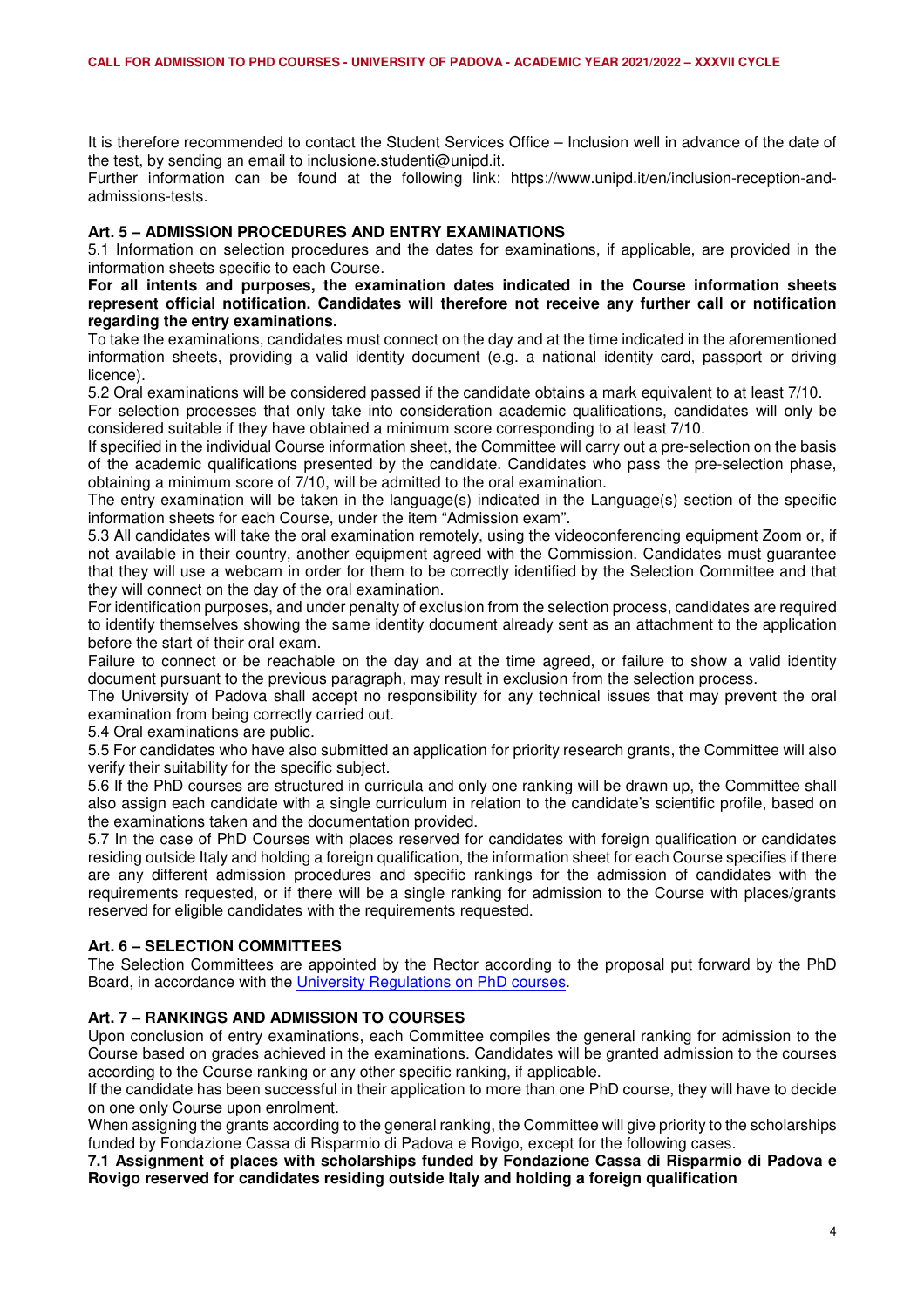It is therefore recommended to contact the Student Services Office – Inclusion well in advance of the date of the test, by sending an email to inclusione.studenti@unipd.it.
Further information can be found at the following link: https://www.unipd.it/en/inclusion-reception-and-admissions-tests.

### Art. 5 – ADMISSION PROCEDURES AND ENTRY EXAMINATIONS

5.1 Information on selection procedures and the dates for examinations, if applicable, are provided in the information sheets specific to each Course.

**For all intents and purposes, the examination dates indicated in the Course information sheets represent official notification. Candidates will therefore not receive any further call or notification regarding the entry examinations.**

To take the examinations, candidates must connect on the day and at the time indicated in the aforementioned information sheets, providing a valid identity document (e.g. a national identity card, passport or driving licence).

5.2 Oral examinations will be considered passed if the candidate obtains a mark equivalent to at least 7/10.
For selection processes that only take into consideration academic qualifications, candidates will only be considered suitable if they have obtained a minimum score corresponding to at least 7/10.
If specified in the individual Course information sheet, the Committee will carry out a pre-selection on the basis of the academic qualifications presented by the candidate. Candidates who pass the pre-selection phase, obtaining a minimum score of 7/10, will be admitted to the oral examination.
The entry examination will be taken in the language(s) indicated in the Language(s) section of the specific information sheets for each Course, under the item "Admission exam".

5.3 All candidates will take the oral examination remotely, using the videoconferencing equipment Zoom or, if not available in their country, another equipment agreed with the Commission. Candidates must guarantee that they will use a webcam in order for them to be correctly identified by the Selection Committee and that they will connect on the day of the oral examination.
For identification purposes, and under penalty of exclusion from the selection process, candidates are required to identify themselves showing the same identity document already sent as an attachment to the application before the start of their oral exam.
Failure to connect or be reachable on the day and at the time agreed, or failure to show a valid identity document pursuant to the previous paragraph, may result in exclusion from the selection process.
The University of Padova shall accept no responsibility for any technical issues that may prevent the oral examination from being correctly carried out.

5.4 Oral examinations are public.

5.5 For candidates who have also submitted an application for priority research grants, the Committee will also verify their suitability for the specific subject.

5.6 If the PhD courses are structured in curricula and only one ranking will be drawn up, the Committee shall also assign each candidate with a single curriculum in relation to the candidate's scientific profile, based on the examinations taken and the documentation provided.

5.7 In the case of PhD Courses with places reserved for candidates with foreign qualification or candidates residing outside Italy and holding a foreign qualification, the information sheet for each Course specifies if there are any different admission procedures and specific rankings for the admission of candidates with the requirements requested, or if there will be a single ranking for admission to the Course with places/grants reserved for eligible candidates with the requirements requested.

### Art. 6 – SELECTION COMMITTEES

The Selection Committees are appointed by the Rector according to the proposal put forward by the PhD Board, in accordance with the University Regulations on PhD courses.

### Art. 7 – RANKINGS AND ADMISSION TO COURSES

Upon conclusion of entry examinations, each Committee compiles the general ranking for admission to the Course based on grades achieved in the examinations. Candidates will be granted admission to the courses according to the Course ranking or any other specific ranking, if applicable.
If the candidate has been successful in their application to more than one PhD course, they will have to decide on one only Course upon enrolment.
When assigning the grants according to the general ranking, the Committee will give priority to the scholarships funded by Fondazione Cassa di Risparmio di Padova e Rovigo, except for the following cases.

**7.1 Assignment of places with scholarships funded by Fondazione Cassa di Risparmio di Padova e Rovigo reserved for candidates residing outside Italy and holding a foreign qualification**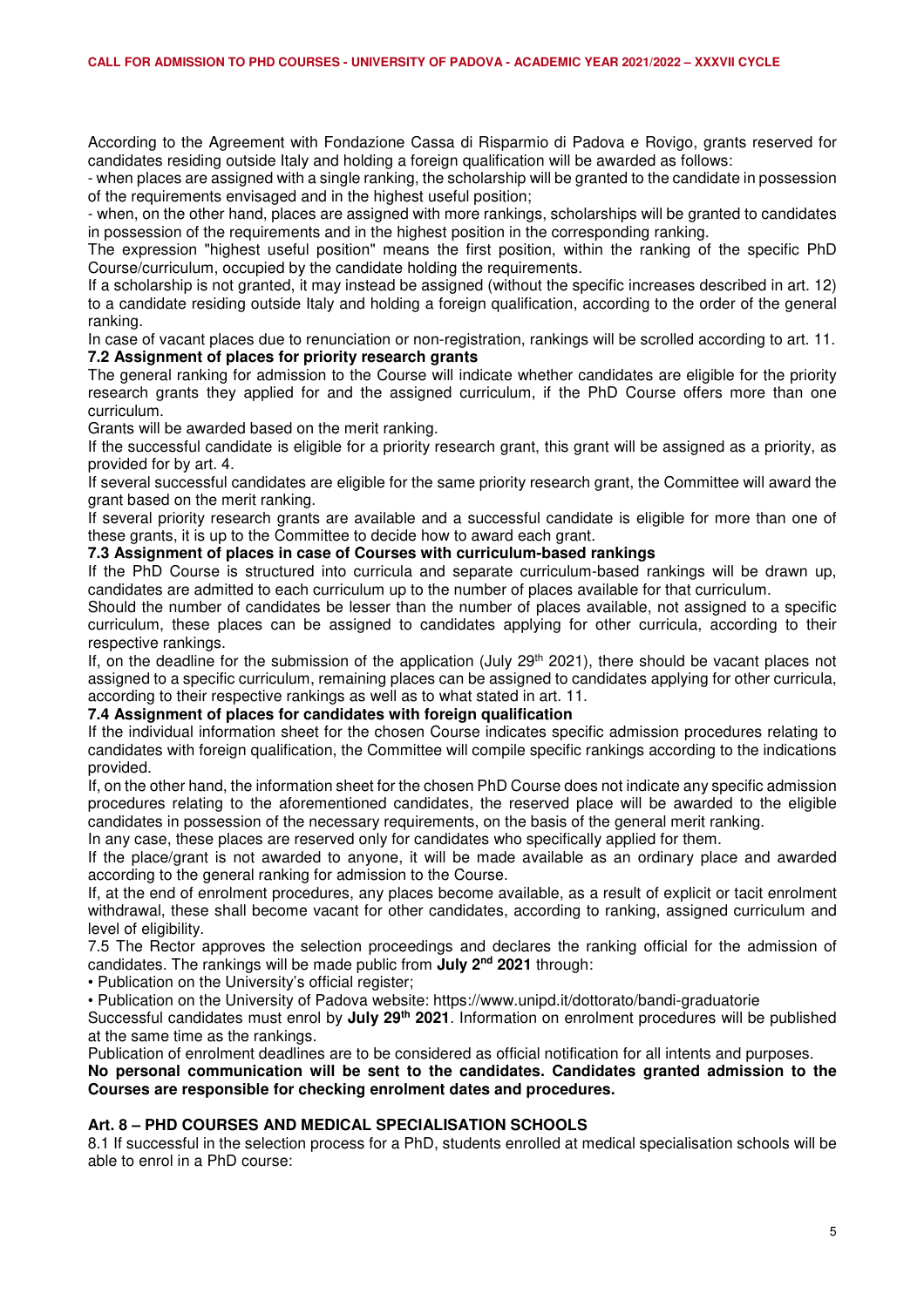According to the Agreement with Fondazione Cassa di Risparmio di Padova e Rovigo, grants reserved for candidates residing outside Italy and holding a foreign qualification will be awarded as follows:

- when places are assigned with a single ranking, the scholarship will be granted to the candidate in possession of the requirements envisaged and in the highest useful position;
- when, on the other hand, places are assigned with more rankings, scholarships will be granted to candidates in possession of the requirements and in the highest position in the corresponding ranking.

The expression "highest useful position" means the first position, within the ranking of the specific PhD Course/curriculum, occupied by the candidate holding the requirements.

If a scholarship is not granted, it may instead be assigned (without the specific increases described in art. 12) to a candidate residing outside Italy and holding a foreign qualification, according to the order of the general ranking.

In case of vacant places due to renunciation or non-registration, rankings will be scrolled according to art. 11.

**7.2 Assignment of places for priority research grants**

The general ranking for admission to the Course will indicate whether candidates are eligible for the priority research grants they applied for and the assigned curriculum, if the PhD Course offers more than one curriculum.

Grants will be awarded based on the merit ranking.

If the successful candidate is eligible for a priority research grant, this grant will be assigned as a priority, as provided for by art. 4.

If several successful candidates are eligible for the same priority research grant, the Committee will award the grant based on the merit ranking.

If several priority research grants are available and a successful candidate is eligible for more than one of these grants, it is up to the Committee to decide how to award each grant.

**7.3 Assignment of places in case of Courses with curriculum-based rankings**

If the PhD Course is structured into curricula and separate curriculum-based rankings will be drawn up, candidates are admitted to each curriculum up to the number of places available for that curriculum.

Should the number of candidates be lesser than the number of places available, not assigned to a specific curriculum, these places can be assigned to candidates applying for other curricula, according to their respective rankings.

If, on the deadline for the submission of the application (July 29th 2021), there should be vacant places not assigned to a specific curriculum, remaining places can be assigned to candidates applying for other curricula, according to their respective rankings as well as to what stated in art. 11.

**7.4 Assignment of places for candidates with foreign qualification**

If the individual information sheet for the chosen Course indicates specific admission procedures relating to candidates with foreign qualification, the Committee will compile specific rankings according to the indications provided.

If, on the other hand, the information sheet for the chosen PhD Course does not indicate any specific admission procedures relating to the aforementioned candidates, the reserved place will be awarded to the eligible candidates in possession of the necessary requirements, on the basis of the general merit ranking.

In any case, these places are reserved only for candidates who specifically applied for them.

If the place/grant is not awarded to anyone, it will be made available as an ordinary place and awarded according to the general ranking for admission to the Course.

If, at the end of enrolment procedures, any places become available, as a result of explicit or tacit enrolment withdrawal, these shall become vacant for other candidates, according to ranking, assigned curriculum and level of eligibility.

7.5 The Rector approves the selection proceedings and declares the ranking official for the admission of candidates. The rankings will be made public from **July 2nd 2021** through:

- Publication on the University's official register;
- Publication on the University of Padova website: https://www.unipd.it/dottorato/bandi-graduatorie

Successful candidates must enrol by **July 29th 2021**. Information on enrolment procedures will be published at the same time as the rankings.

Publication of enrolment deadlines are to be considered as official notification for all intents and purposes.

**No personal communication will be sent to the candidates. Candidates granted admission to the Courses are responsible for checking enrolment dates and procedures.**

## Art. 8 – PHD COURSES AND MEDICAL SPECIALISATION SCHOOLS

8.1 If successful in the selection process for a PhD, students enrolled at medical specialisation schools will be able to enrol in a PhD course: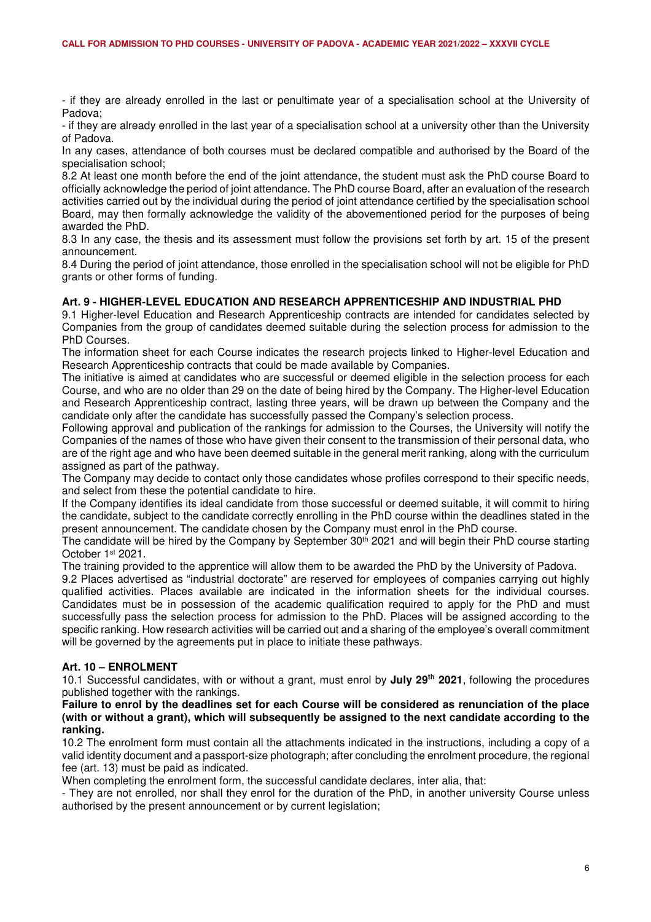- if they are already enrolled in the last or penultimate year of a specialisation school at the University of Padova;

- if they are already enrolled in the last year of a specialisation school at a university other than the University of Padova.

In any cases, attendance of both courses must be declared compatible and authorised by the Board of the specialisation school;

8.2 At least one month before the end of the joint attendance, the student must ask the PhD course Board to officially acknowledge the period of joint attendance. The PhD course Board, after an evaluation of the research activities carried out by the individual during the period of joint attendance certified by the specialisation school Board, may then formally acknowledge the validity of the abovementioned period for the purposes of being awarded the PhD.

8.3 In any case, the thesis and its assessment must follow the provisions set forth by art. 15 of the present announcement.

8.4 During the period of joint attendance, those enrolled in the specialisation school will not be eligible for PhD grants or other forms of funding.

## Art. 9 - HIGHER-LEVEL EDUCATION AND RESEARCH APPRENTICESHIP AND INDUSTRIAL PHD

9.1 Higher-level Education and Research Apprenticeship contracts are intended for candidates selected by Companies from the group of candidates deemed suitable during the selection process for admission to the PhD Courses.

The information sheet for each Course indicates the research projects linked to Higher-level Education and Research Apprenticeship contracts that could be made available by Companies.

The initiative is aimed at candidates who are successful or deemed eligible in the selection process for each Course, and who are no older than 29 on the date of being hired by the Company. The Higher-level Education and Research Apprenticeship contract, lasting three years, will be drawn up between the Company and the candidate only after the candidate has successfully passed the Company's selection process.

Following approval and publication of the rankings for admission to the Courses, the University will notify the Companies of the names of those who have given their consent to the transmission of their personal data, who are of the right age and who have been deemed suitable in the general merit ranking, along with the curriculum assigned as part of the pathway.

The Company may decide to contact only those candidates whose profiles correspond to their specific needs, and select from these the potential candidate to hire.

If the Company identifies its ideal candidate from those successful or deemed suitable, it will commit to hiring the candidate, subject to the candidate correctly enrolling in the PhD course within the deadlines stated in the present announcement. The candidate chosen by the Company must enrol in the PhD course.

The candidate will be hired by the Company by September 30th 2021 and will begin their PhD course starting October 1st 2021.

The training provided to the apprentice will allow them to be awarded the PhD by the University of Padova.

9.2 Places advertised as "industrial doctorate" are reserved for employees of companies carrying out highly qualified activities. Places available are indicated in the information sheets for the individual courses. Candidates must be in possession of the academic qualification required to apply for the PhD and must successfully pass the selection process for admission to the PhD. Places will be assigned according to the specific ranking. How research activities will be carried out and a sharing of the employee's overall commitment will be governed by the agreements put in place to initiate these pathways.

## Art. 10 – ENROLMENT

10.1 Successful candidates, with or without a grant, must enrol by **July 29th 2021**, following the procedures published together with the rankings.

**Failure to enrol by the deadlines set for each Course will be considered as renunciation of the place (with or without a grant), which will subsequently be assigned to the next candidate according to the ranking.**

10.2 The enrolment form must contain all the attachments indicated in the instructions, including a copy of a valid identity document and a passport-size photograph; after concluding the enrolment procedure, the regional fee (art. 13) must be paid as indicated.

When completing the enrolment form, the successful candidate declares, inter alia, that:

- They are not enrolled, nor shall they enrol for the duration of the PhD, in another university Course unless authorised by the present announcement or by current legislation;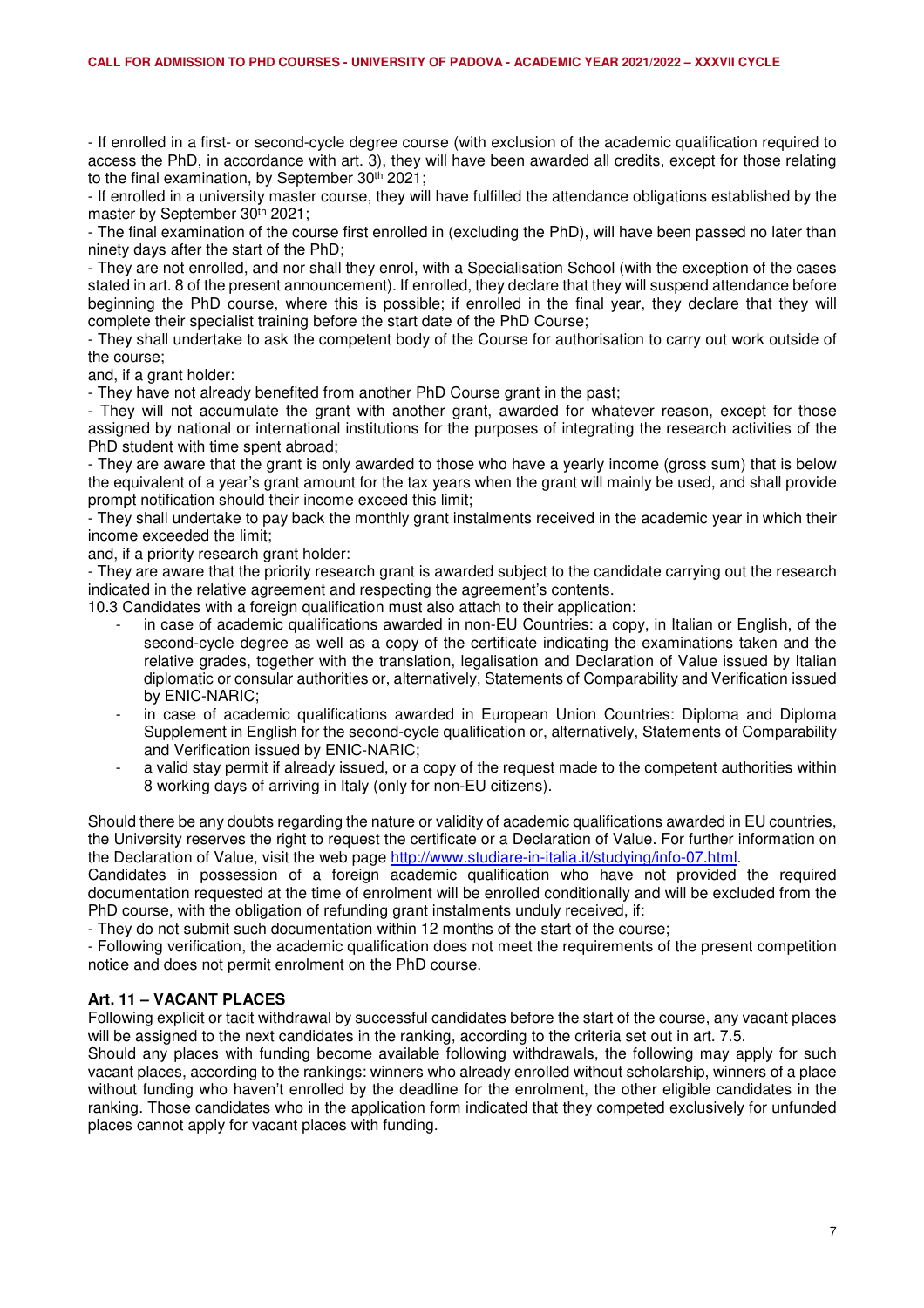- If enrolled in a first- or second-cycle degree course (with exclusion of the academic qualification required to access the PhD, in accordance with art. 3), they will have been awarded all credits, except for those relating to the final examination, by September 30th 2021;

- If enrolled in a university master course, they will have fulfilled the attendance obligations established by the master by September 30th 2021;

- The final examination of the course first enrolled in (excluding the PhD), will have been passed no later than ninety days after the start of the PhD;

- They are not enrolled, and nor shall they enrol, with a Specialisation School (with the exception of the cases stated in art. 8 of the present announcement). If enrolled, they declare that they will suspend attendance before beginning the PhD course, where this is possible; if enrolled in the final year, they declare that they will complete their specialist training before the start date of the PhD Course;

- They shall undertake to ask the competent body of the Course for authorisation to carry out work outside of the course;

and, if a grant holder:

- They have not already benefited from another PhD Course grant in the past;

- They will not accumulate the grant with another grant, awarded for whatever reason, except for those assigned by national or international institutions for the purposes of integrating the research activities of the PhD student with time spent abroad;

- They are aware that the grant is only awarded to those who have a yearly income (gross sum) that is below the equivalent of a year's grant amount for the tax years when the grant will mainly be used, and shall provide prompt notification should their income exceed this limit;

- They shall undertake to pay back the monthly grant instalments received in the academic year in which their income exceeded the limit;

and, if a priority research grant holder:

- They are aware that the priority research grant is awarded subject to the candidate carrying out the research indicated in the relative agreement and respecting the agreement's contents.

10.3 Candidates with a foreign qualification must also attach to their application:

- in case of academic qualifications awarded in non-EU Countries: a copy, in Italian or English, of the second-cycle degree as well as a copy of the certificate indicating the examinations taken and the relative grades, together with the translation, legalisation and Declaration of Value issued by Italian diplomatic or consular authorities or, alternatively, Statements of Comparability and Verification issued by ENIC-NARIC;
- in case of academic qualifications awarded in European Union Countries: Diploma and Diploma Supplement in English for the second-cycle qualification or, alternatively, Statements of Comparability and Verification issued by ENIC-NARIC;
- a valid stay permit if already issued, or a copy of the request made to the competent authorities within 8 working days of arriving in Italy (only for non-EU citizens).

Should there be any doubts regarding the nature or validity of academic qualifications awarded in EU countries, the University reserves the right to request the certificate or a Declaration of Value. For further information on the Declaration of Value, visit the web page http://www.studiare-in-italia.it/studying/info-07.html.

Candidates in possession of a foreign academic qualification who have not provided the required documentation requested at the time of enrolment will be enrolled conditionally and will be excluded from the PhD course, with the obligation of refunding grant instalments unduly received, if:

- They do not submit such documentation within 12 months of the start of the course;

- Following verification, the academic qualification does not meet the requirements of the present competition notice and does not permit enrolment on the PhD course.

## Art. 11 – VACANT PLACES

Following explicit or tacit withdrawal by successful candidates before the start of the course, any vacant places will be assigned to the next candidates in the ranking, according to the criteria set out in art. 7.5.

Should any places with funding become available following withdrawals, the following may apply for such vacant places, according to the rankings: winners who already enrolled without scholarship, winners of a place without funding who haven't enrolled by the deadline for the enrolment, the other eligible candidates in the ranking. Those candidates who in the application form indicated that they competed exclusively for unfunded places cannot apply for vacant places with funding.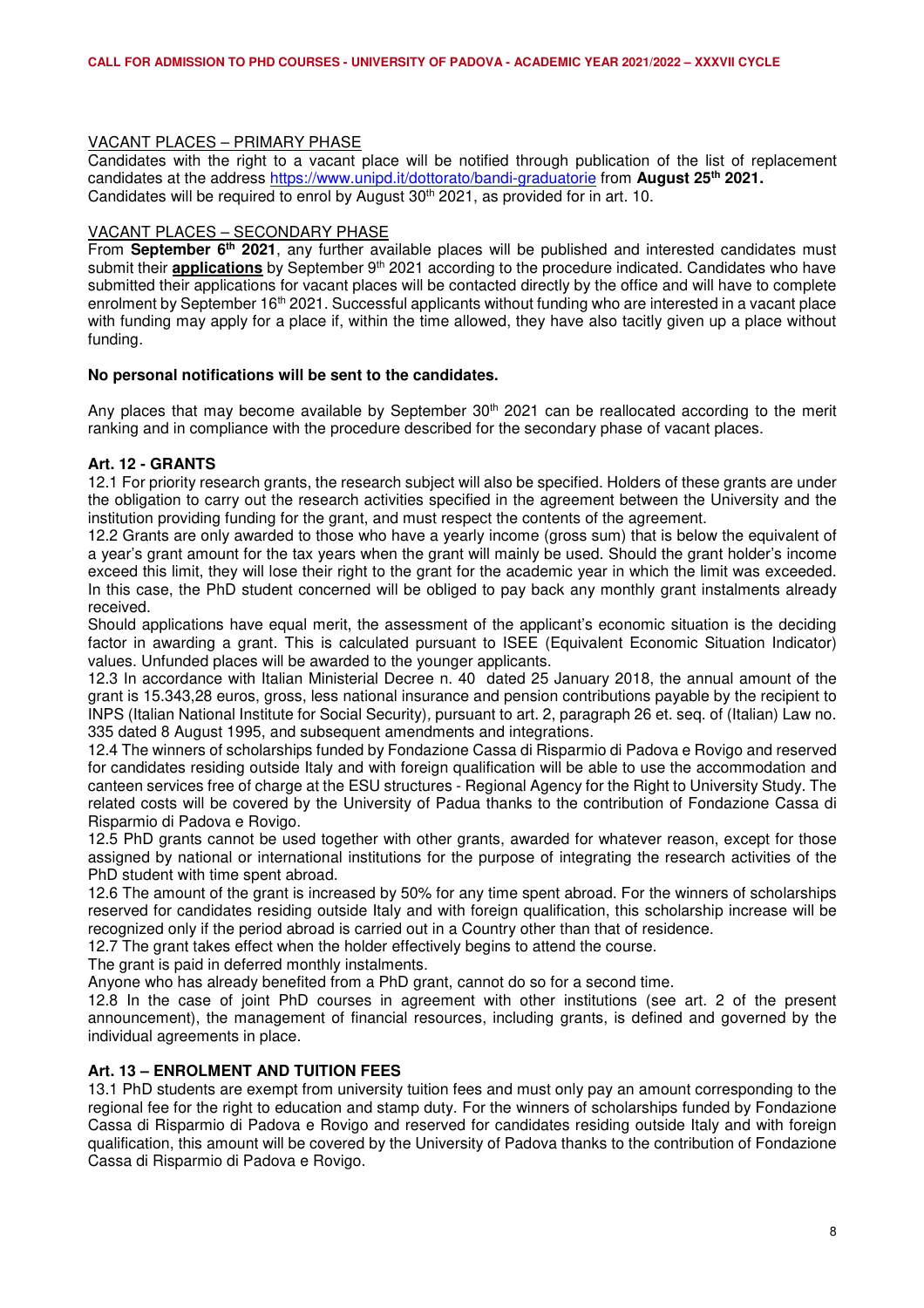VACANT PLACES – PRIMARY PHASE

Candidates with the right to a vacant place will be notified through publication of the list of replacement candidates at the address https://www.unipd.it/dottorato/bandi-graduatorie from **August 25th 2021.**
Candidates will be required to enrol by August 30th 2021, as provided for in art. 10.

VACANT PLACES – SECONDARY PHASE

From **September 6th 2021**, any further available places will be published and interested candidates must submit their **applications** by September 9th 2021 according to the procedure indicated. Candidates who have submitted their applications for vacant places will be contacted directly by the office and will have to complete enrolment by September 16th 2021. Successful applicants without funding who are interested in a vacant place with funding may apply for a place if, within the time allowed, they have also tacitly given up a place without funding.

**No personal notifications will be sent to the candidates.**

Any places that may become available by September 30th 2021 can be reallocated according to the merit ranking and in compliance with the procedure described for the secondary phase of vacant places.

### Art. 12 - GRANTS

12.1 For priority research grants, the research subject will also be specified. Holders of these grants are under the obligation to carry out the research activities specified in the agreement between the University and the institution providing funding for the grant, and must respect the contents of the agreement.

12.2 Grants are only awarded to those who have a yearly income (gross sum) that is below the equivalent of a year's grant amount for the tax years when the grant will mainly be used. Should the grant holder's income exceed this limit, they will lose their right to the grant for the academic year in which the limit was exceeded. In this case, the PhD student concerned will be obliged to pay back any monthly grant instalments already received.

Should applications have equal merit, the assessment of the applicant's economic situation is the deciding factor in awarding a grant. This is calculated pursuant to ISEE (Equivalent Economic Situation Indicator) values. Unfunded places will be awarded to the younger applicants.

12.3 In accordance with Italian Ministerial Decree n. 40 dated 25 January 2018, the annual amount of the grant is 15.343,28 euros, gross, less national insurance and pension contributions payable by the recipient to INPS (Italian National Institute for Social Security), pursuant to art. 2, paragraph 26 et. seq. of (Italian) Law no. 335 dated 8 August 1995, and subsequent amendments and integrations.

12.4 The winners of scholarships funded by Fondazione Cassa di Risparmio di Padova e Rovigo and reserved for candidates residing outside Italy and with foreign qualification will be able to use the accommodation and canteen services free of charge at the ESU structures - Regional Agency for the Right to University Study. The related costs will be covered by the University of Padua thanks to the contribution of Fondazione Cassa di Risparmio di Padova e Rovigo.

12.5 PhD grants cannot be used together with other grants, awarded for whatever reason, except for those assigned by national or international institutions for the purpose of integrating the research activities of the PhD student with time spent abroad.

12.6 The amount of the grant is increased by 50% for any time spent abroad. For the winners of scholarships reserved for candidates residing outside Italy and with foreign qualification, this scholarship increase will be recognized only if the period abroad is carried out in a Country other than that of residence.

12.7 The grant takes effect when the holder effectively begins to attend the course.
The grant is paid in deferred monthly instalments.
Anyone who has already benefited from a PhD grant, cannot do so for a second time.

12.8 In the case of joint PhD courses in agreement with other institutions (see art. 2 of the present announcement), the management of financial resources, including grants, is defined and governed by the individual agreements in place.

### Art. 13 – ENROLMENT AND TUITION FEES

13.1 PhD students are exempt from university tuition fees and must only pay an amount corresponding to the regional fee for the right to education and stamp duty. For the winners of scholarships funded by Fondazione Cassa di Risparmio di Padova e Rovigo and reserved for candidates residing outside Italy and with foreign qualification, this amount will be covered by the University of Padova thanks to the contribution of Fondazione Cassa di Risparmio di Padova e Rovigo.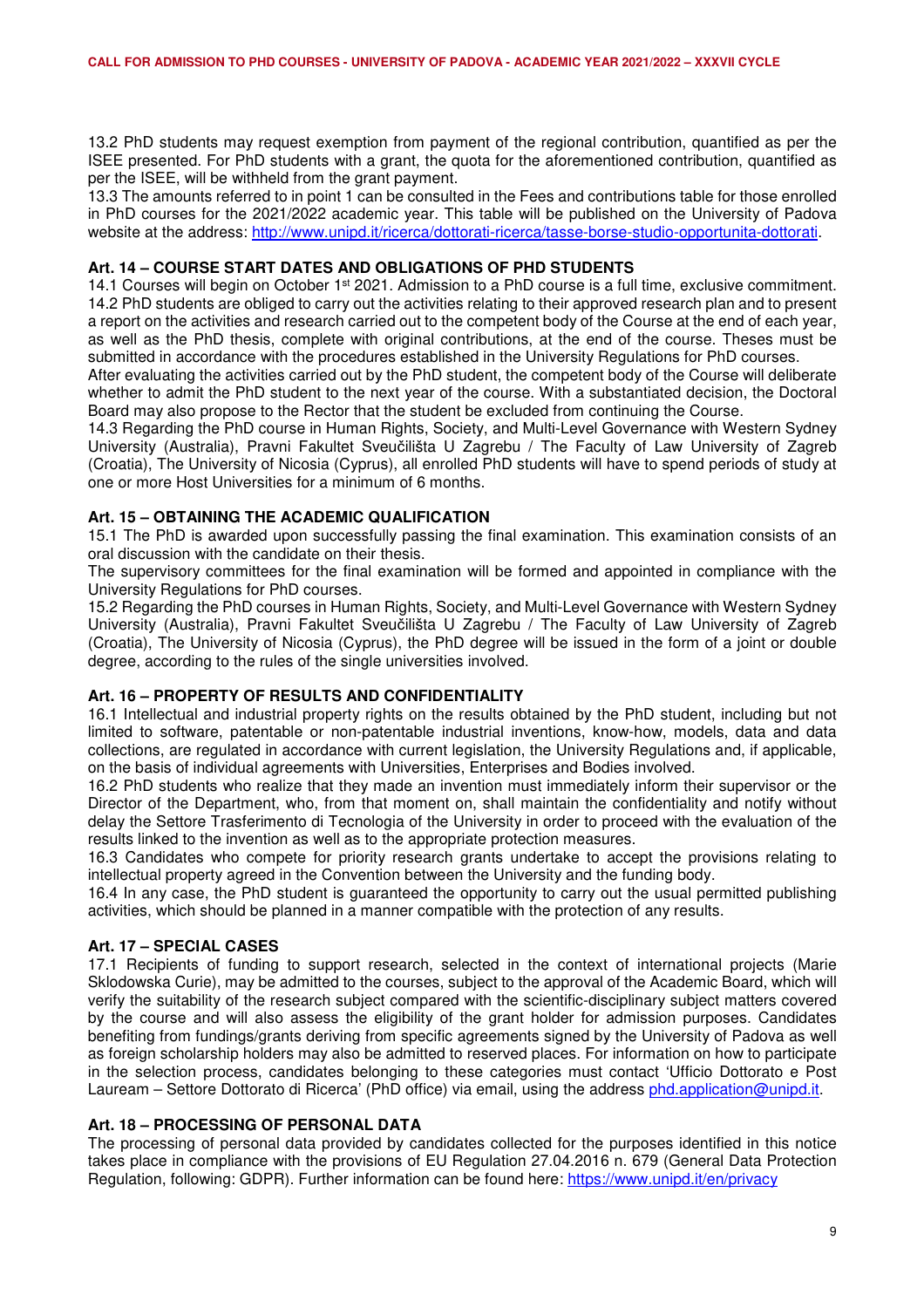13.2 PhD students may request exemption from payment of the regional contribution, quantified as per the ISEE presented. For PhD students with a grant, the quota for the aforementioned contribution, quantified as per the ISEE, will be withheld from the grant payment.
13.3 The amounts referred to in point 1 can be consulted in the Fees and contributions table for those enrolled in PhD courses for the 2021/2022 academic year. This table will be published on the University of Padova website at the address: http://www.unipd.it/ricerca/dottorati-ricerca/tasse-borse-studio-opportunita-dottorati.

## Art. 14 – COURSE START DATES AND OBLIGATIONS OF PHD STUDENTS

14.1 Courses will begin on October 1st 2021. Admission to a PhD course is a full time, exclusive commitment.
14.2 PhD students are obliged to carry out the activities relating to their approved research plan and to present a report on the activities and research carried out to the competent body of the Course at the end of each year, as well as the PhD thesis, complete with original contributions, at the end of the course. Theses must be submitted in accordance with the procedures established in the University Regulations for PhD courses.
After evaluating the activities carried out by the PhD student, the competent body of the Course will deliberate whether to admit the PhD student to the next year of the course. With a substantiated decision, the Doctoral Board may also propose to the Rector that the student be excluded from continuing the Course.
14.3 Regarding the PhD course in Human Rights, Society, and Multi-Level Governance with Western Sydney University (Australia), Pravni Fakultet Sveučilišta U Zagrebu / The Faculty of Law University of Zagreb (Croatia), The University of Nicosia (Cyprus), all enrolled PhD students will have to spend periods of study at one or more Host Universities for a minimum of 6 months.

## Art. 15 – OBTAINING THE ACADEMIC QUALIFICATION

15.1 The PhD is awarded upon successfully passing the final examination. This examination consists of an oral discussion with the candidate on their thesis.
The supervisory committees for the final examination will be formed and appointed in compliance with the University Regulations for PhD courses.
15.2 Regarding the PhD courses in Human Rights, Society, and Multi-Level Governance with Western Sydney University (Australia), Pravni Fakultet Sveučilišta U Zagrebu / The Faculty of Law University of Zagreb (Croatia), The University of Nicosia (Cyprus), the PhD degree will be issued in the form of a joint or double degree, according to the rules of the single universities involved.

## Art. 16 – PROPERTY OF RESULTS AND CONFIDENTIALITY

16.1 Intellectual and industrial property rights on the results obtained by the PhD student, including but not limited to software, patentable or non-patentable industrial inventions, know-how, models, data and data collections, are regulated in accordance with current legislation, the University Regulations and, if applicable, on the basis of individual agreements with Universities, Enterprises and Bodies involved.
16.2 PhD students who realize that they made an invention must immediately inform their supervisor or the Director of the Department, who, from that moment on, shall maintain the confidentiality and notify without delay the Settore Trasferimento di Tecnologia of the University in order to proceed with the evaluation of the results linked to the invention as well as to the appropriate protection measures.
16.3 Candidates who compete for priority research grants undertake to accept the provisions relating to intellectual property agreed in the Convention between the University and the funding body.
16.4 In any case, the PhD student is guaranteed the opportunity to carry out the usual permitted publishing activities, which should be planned in a manner compatible with the protection of any results.

## Art. 17 – SPECIAL CASES

17.1 Recipients of funding to support research, selected in the context of international projects (Marie Sklodowska Curie), may be admitted to the courses, subject to the approval of the Academic Board, which will verify the suitability of the research subject compared with the scientific-disciplinary subject matters covered by the course and will also assess the eligibility of the grant holder for admission purposes. Candidates benefiting from fundings/grants deriving from specific agreements signed by the University of Padova as well as foreign scholarship holders may also be admitted to reserved places. For information on how to participate in the selection process, candidates belonging to these categories must contact 'Ufficio Dottorato e Post Lauream – Settore Dottorato di Ricerca' (PhD office) via email, using the address phd.application@unipd.it.

## Art. 18 – PROCESSING OF PERSONAL DATA

The processing of personal data provided by candidates collected for the purposes identified in this notice takes place in compliance with the provisions of EU Regulation 27.04.2016 n. 679 (General Data Protection Regulation, following: GDPR). Further information can be found here: https://www.unipd.it/en/privacy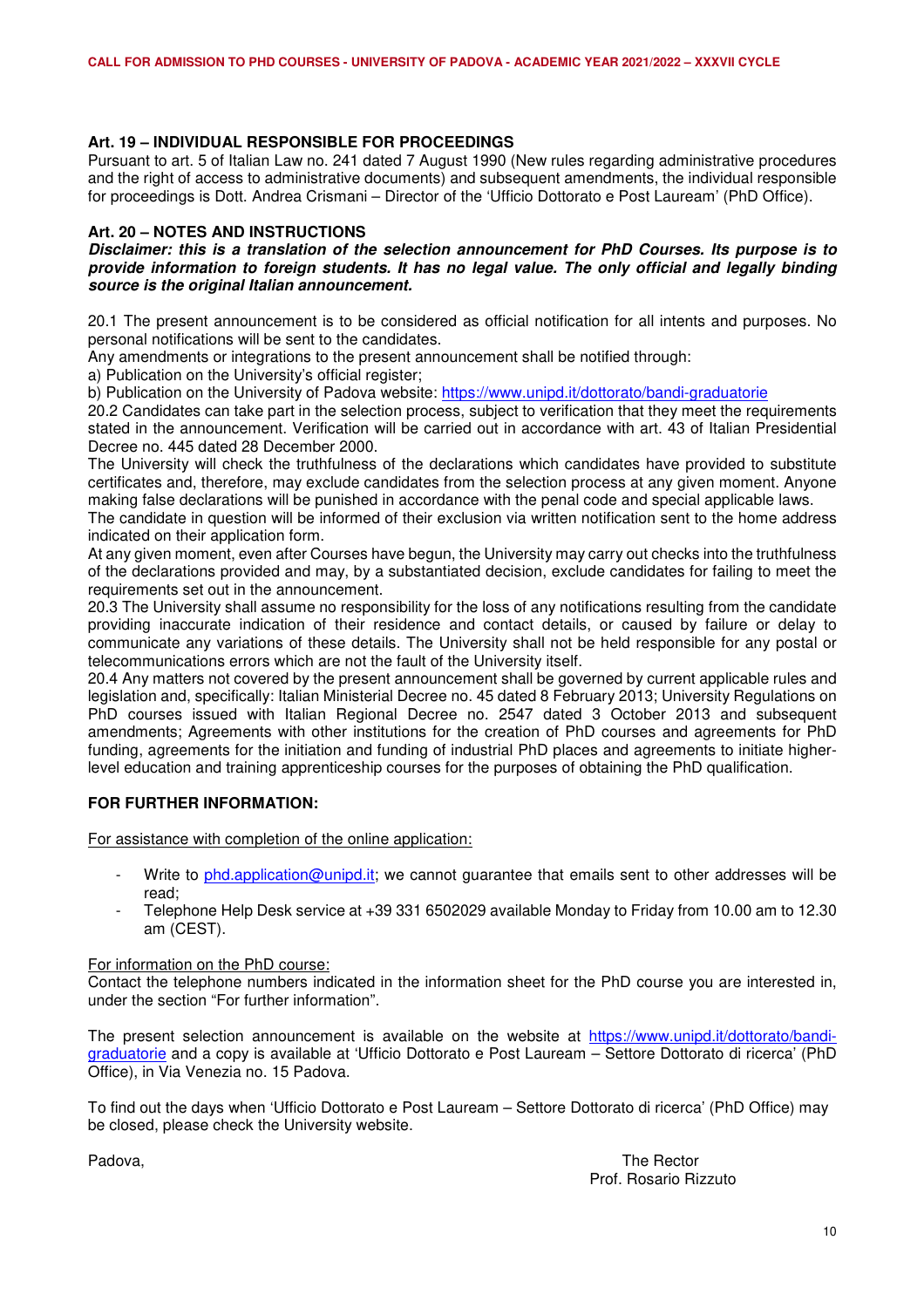## Art. 19 – INDIVIDUAL RESPONSIBLE FOR PROCEEDINGS

Pursuant to art. 5 of Italian Law no. 241 dated 7 August 1990 (New rules regarding administrative procedures and the right of access to administrative documents) and subsequent amendments, the individual responsible for proceedings is Dott. Andrea Crismani – Director of the 'Ufficio Dottorato e Post Lauream' (PhD Office).

## Art. 20 – NOTES AND INSTRUCTIONS

***Disclaimer: this is a translation of the selection announcement for PhD Courses. Its purpose is to provide information to foreign students. It has no legal value. The only official and legally binding source is the original Italian announcement.***

20.1 The present announcement is to be considered as official notification for all intents and purposes. No personal notifications will be sent to the candidates.

Any amendments or integrations to the present announcement shall be notified through:

a) Publication on the University's official register;

b) Publication on the University of Padova website: https://www.unipd.it/dottorato/bandi-graduatorie

20.2 Candidates can take part in the selection process, subject to verification that they meet the requirements stated in the announcement. Verification will be carried out in accordance with art. 43 of Italian Presidential Decree no. 445 dated 28 December 2000.

The University will check the truthfulness of the declarations which candidates have provided to substitute certificates and, therefore, may exclude candidates from the selection process at any given moment. Anyone making false declarations will be punished in accordance with the penal code and special applicable laws.

The candidate in question will be informed of their exclusion via written notification sent to the home address indicated on their application form.

At any given moment, even after Courses have begun, the University may carry out checks into the truthfulness of the declarations provided and may, by a substantiated decision, exclude candidates for failing to meet the requirements set out in the announcement.

20.3 The University shall assume no responsibility for the loss of any notifications resulting from the candidate providing inaccurate indication of their residence and contact details, or caused by failure or delay to communicate any variations of these details. The University shall not be held responsible for any postal or telecommunications errors which are not the fault of the University itself.

20.4 Any matters not covered by the present announcement shall be governed by current applicable rules and legislation and, specifically: Italian Ministerial Decree no. 45 dated 8 February 2013; University Regulations on PhD courses issued with Italian Regional Decree no. 2547 dated 3 October 2013 and subsequent amendments; Agreements with other institutions for the creation of PhD courses and agreements for PhD funding, agreements for the initiation and funding of industrial PhD places and agreements to initiate higher-level education and training apprenticeship courses for the purposes of obtaining the PhD qualification.

**FOR FURTHER INFORMATION:**

For assistance with completion of the online application:

- Write to phd.application@unipd.it; we cannot guarantee that emails sent to other addresses will be read;
- Telephone Help Desk service at +39 331 6502029 available Monday to Friday from 10.00 am to 12.30 am (CEST).

For information on the PhD course:

Contact the telephone numbers indicated in the information sheet for the PhD course you are interested in, under the section "For further information".

The present selection announcement is available on the website at https://www.unipd.it/dottorato/bandi-graduatorie and a copy is available at 'Ufficio Dottorato e Post Lauream – Settore Dottorato di ricerca' (PhD Office), in Via Venezia no. 15 Padova.

To find out the days when 'Ufficio Dottorato e Post Lauream – Settore Dottorato di ricerca' (PhD Office) may be closed, please check the University website.

Padova,

The Rector
Prof. Rosario Rizzuto